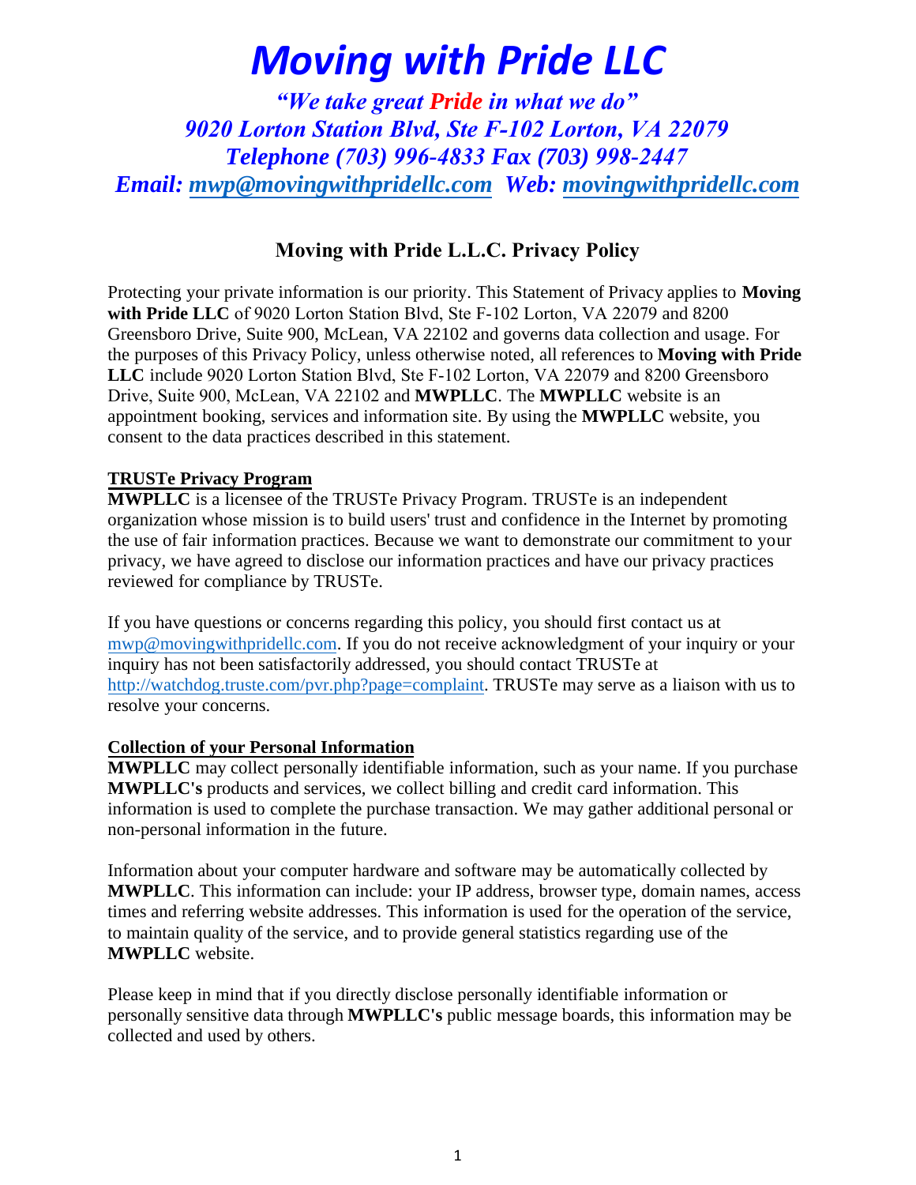# *Moving with Pride LLC*

***"We take great Pride in what we do"***
***9020 Lorton Station Blvd, Ste F-102 Lorton, VA 22079***
***Telephone (703) 996-4833 Fax (703) 998-2447***
***Email: mwp@movingwithpridellc.com Web: movingwithpridellc.com***

## Moving with Pride L.L.C. Privacy Policy

Protecting your private information is our priority. This Statement of Privacy applies to **Moving with Pride LLC** of 9020 Lorton Station Blvd, Ste F-102 Lorton, VA 22079 and 8200 Greensboro Drive, Suite 900, McLean, VA 22102 and governs data collection and usage. For the purposes of this Privacy Policy, unless otherwise noted, all references to **Moving with Pride LLC** include 9020 Lorton Station Blvd, Ste F-102 Lorton, VA 22079 and 8200 Greensboro Drive, Suite 900, McLean, VA 22102 and **MWPLLC**. The **MWPLLC** website is an appointment booking, services and information site. By using the **MWPLLC** website, you consent to the data practices described in this statement.

### TRUSTe Privacy Program

**MWPLLC** is a licensee of the TRUSTe Privacy Program. TRUSTe is an independent organization whose mission is to build users' trust and confidence in the Internet by promoting the use of fair information practices. Because we want to demonstrate our commitment to your privacy, we have agreed to disclose our information practices and have our privacy practices reviewed for compliance by TRUSTe.

If you have questions or concerns regarding this policy, you should first contact us at mwp@movingwithpridellc.com. If you do not receive acknowledgment of your inquiry or your inquiry has not been satisfactorily addressed, you should contact TRUSTe at http://watchdog.truste.com/pvr.php?page=complaint. TRUSTe may serve as a liaison with us to resolve your concerns.

### Collection of your Personal Information

**MWPLLC** may collect personally identifiable information, such as your name. If you purchase **MWPLLC's** products and services, we collect billing and credit card information. This information is used to complete the purchase transaction. We may gather additional personal or non-personal information in the future.

Information about your computer hardware and software may be automatically collected by **MWPLLC**. This information can include: your IP address, browser type, domain names, access times and referring website addresses. This information is used for the operation of the service, to maintain quality of the service, and to provide general statistics regarding use of the **MWPLLC** website.

Please keep in mind that if you directly disclose personally identifiable information or personally sensitive data through **MWPLLC's** public message boards, this information may be collected and used by others.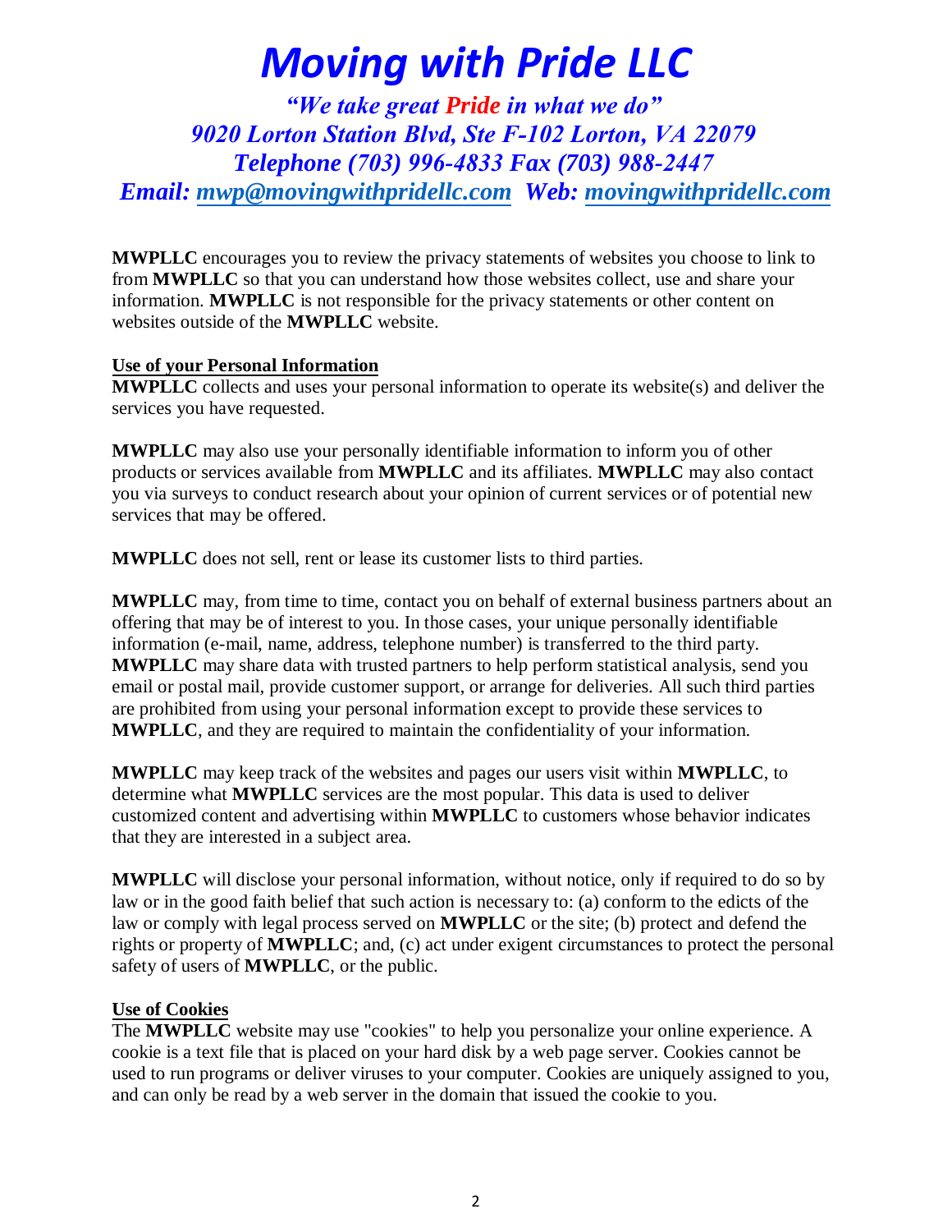# *Moving with Pride LLC*

***"We take great Pride in what we do"***
***9020 Lorton Station Blvd, Ste F-102 Lorton, VA 22079***
***Telephone (703) 996-4833 Fax (703) 988-2447***
***Email: mwp@movingwithpridellc.com Web: movingwithpridellc.com***

**MWPLLC** encourages you to review the privacy statements of websites you choose to link to from **MWPLLC** so that you can understand how those websites collect, use and share your information. **MWPLLC** is not responsible for the privacy statements or other content on websites outside of the **MWPLLC** website.

**Use of your Personal Information**

**MWPLLC** collects and uses your personal information to operate its website(s) and deliver the services you have requested.

**MWPLLC** may also use your personally identifiable information to inform you of other products or services available from **MWPLLC** and its affiliates. **MWPLLC** may also contact you via surveys to conduct research about your opinion of current services or of potential new services that may be offered.

**MWPLLC** does not sell, rent or lease its customer lists to third parties.

**MWPLLC** may, from time to time, contact you on behalf of external business partners about an offering that may be of interest to you. In those cases, your unique personally identifiable information (e-mail, name, address, telephone number) is transferred to the third party. **MWPLLC** may share data with trusted partners to help perform statistical analysis, send you email or postal mail, provide customer support, or arrange for deliveries. All such third parties are prohibited from using your personal information except to provide these services to **MWPLLC**, and they are required to maintain the confidentiality of your information.

**MWPLLC** may keep track of the websites and pages our users visit within **MWPLLC**, to determine what **MWPLLC** services are the most popular. This data is used to deliver customized content and advertising within **MWPLLC** to customers whose behavior indicates that they are interested in a subject area.

**MWPLLC** will disclose your personal information, without notice, only if required to do so by law or in the good faith belief that such action is necessary to: (a) conform to the edicts of the law or comply with legal process served on **MWPLLC** or the site; (b) protect and defend the rights or property of **MWPLLC**; and, (c) act under exigent circumstances to protect the personal safety of users of **MWPLLC**, or the public.

**Use of Cookies**

The **MWPLLC** website may use "cookies" to help you personalize your online experience. A cookie is a text file that is placed on your hard disk by a web page server. Cookies cannot be used to run programs or deliver viruses to your computer. Cookies are uniquely assigned to you, and can only be read by a web server in the domain that issued the cookie to you.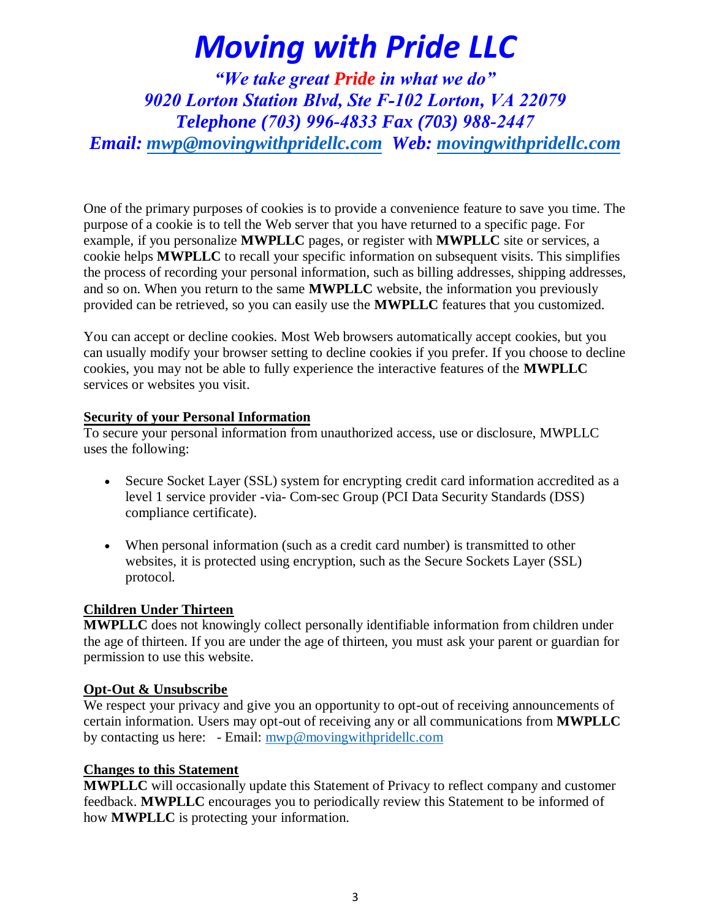# *Moving with Pride LLC*

***"We take great Pride in what we do"***
***9020 Lorton Station Blvd, Ste F-102 Lorton, VA 22079***
***Telephone (703) 996-4833 Fax (703) 988-2447***
***Email: mwp@movingwithpridellc.com  Web: movingwithpridellc.com***

One of the primary purposes of cookies is to provide a convenience feature to save you time. The purpose of a cookie is to tell the Web server that you have returned to a specific page. For example, if you personalize **MWPLLC** pages, or register with **MWPLLC** site or services, a cookie helps **MWPLLC** to recall your specific information on subsequent visits. This simplifies the process of recording your personal information, such as billing addresses, shipping addresses, and so on. When you return to the same **MWPLLC** website, the information you previously provided can be retrieved, so you can easily use the **MWPLLC** features that you customized.

You can accept or decline cookies. Most Web browsers automatically accept cookies, but you can usually modify your browser setting to decline cookies if you prefer. If you choose to decline cookies, you may not be able to fully experience the interactive features of the **MWPLLC** services or websites you visit.

**Security of your Personal Information**

To secure your personal information from unauthorized access, use or disclosure, MWPLLC uses the following:

- Secure Socket Layer (SSL) system for encrypting credit card information accredited as a level 1 service provider -via- Com-sec Group (PCI Data Security Standards (DSS) compliance certificate).
- When personal information (such as a credit card number) is transmitted to other websites, it is protected using encryption, such as the Secure Sockets Layer (SSL) protocol.

**Children Under Thirteen**

**MWPLLC** does not knowingly collect personally identifiable information from children under the age of thirteen. If you are under the age of thirteen, you must ask your parent or guardian for permission to use this website.

**Opt-Out & Unsubscribe**

We respect your privacy and give you an opportunity to opt-out of receiving announcements of certain information. Users may opt-out of receiving any or all communications from **MWPLLC** by contacting us here: - Email: mwp@movingwithpridellc.com

**Changes to this Statement**

**MWPLLC** will occasionally update this Statement of Privacy to reflect company and customer feedback. **MWPLLC** encourages you to periodically review this Statement to be informed of how **MWPLLC** is protecting your information.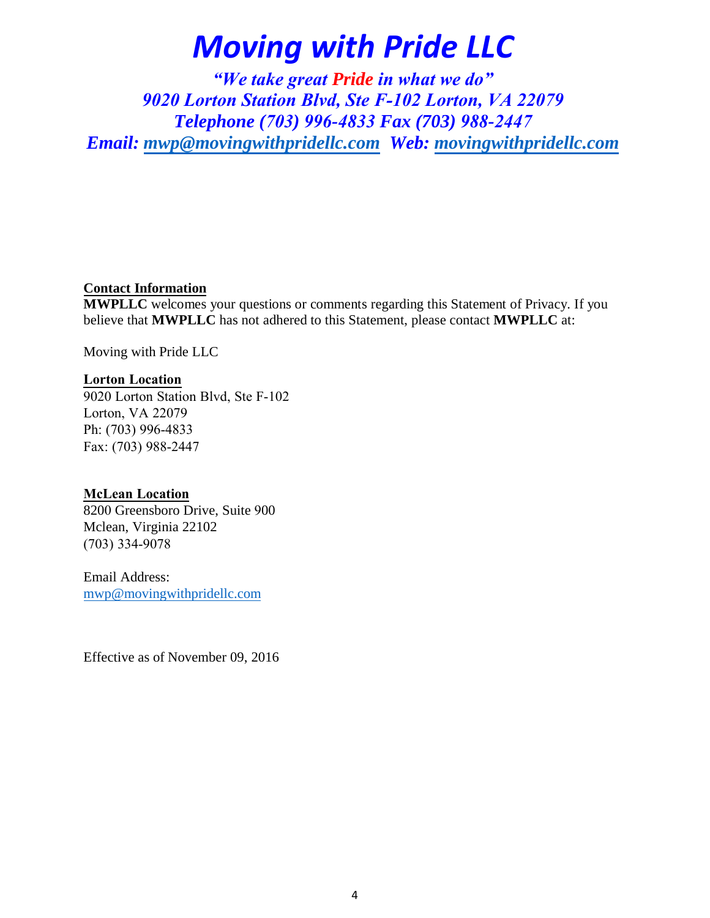# *Moving with Pride LLC*

***"We take great Pride in what we do"***
***9020 Lorton Station Blvd, Ste F-102 Lorton, VA 22079***
***Telephone (703) 996-4833 Fax (703) 988-2447***
***Email: mwp@movingwithpridellc.com Web: movingwithpridellc.com***

**Contact Information**

**MWPLLC** welcomes your questions or comments regarding this Statement of Privacy. If you believe that **MWPLLC** has not adhered to this Statement, please contact **MWPLLC** at:

Moving with Pride LLC

**Lorton Location**

9020 Lorton Station Blvd, Ste F-102
Lorton, VA 22079
Ph: (703) 996-4833
Fax: (703) 988-2447

**McLean Location**

8200 Greensboro Drive, Suite 900
Mclean, Virginia 22102
(703) 334-9078

Email Address:
mwp@movingwithpridellc.com

Effective as of November 09, 2016